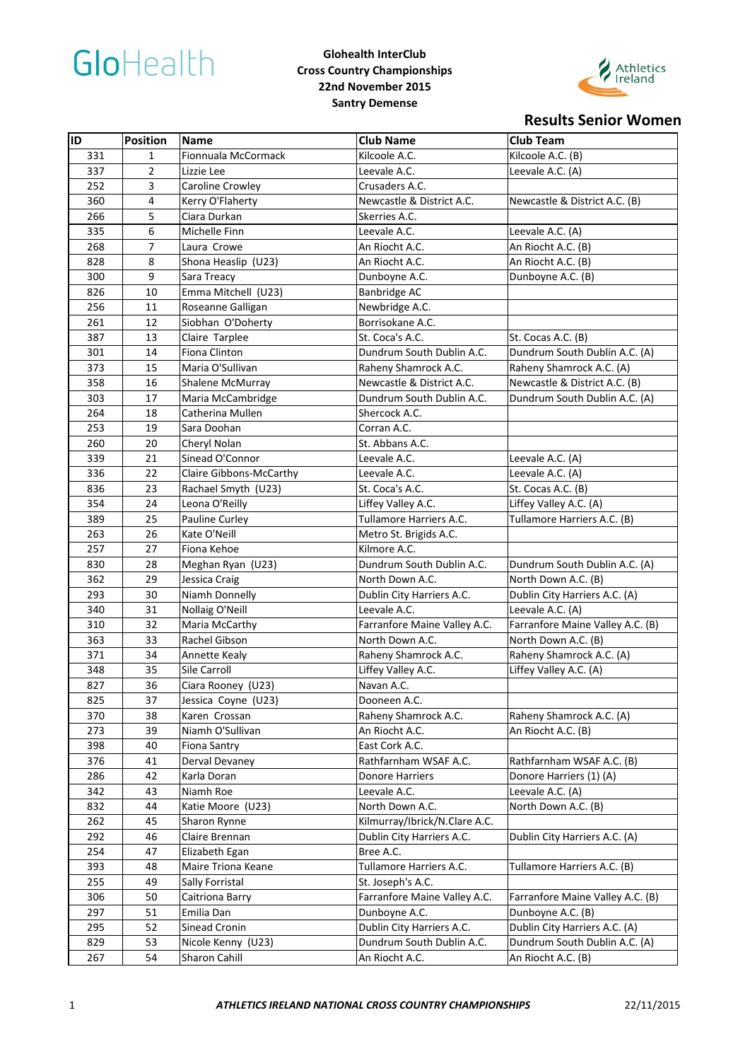GloHealth

**Glohealth InterClub**
**Cross Country Championships**
**22nd November 2015**
**Santry Demense**

Athletics Ireland

## Results Senior Women

| ID | Position | Name | Club Name | Club Team |
|---|---|---|---|---|
| 331 | 1 | Fionnuala McCormack | Kilcoole A.C. | Kilcoole A.C. (B) |
| 337 | 2 | Lizzie Lee | Leevale A.C. | Leevale A.C. (A) |
| 252 | 3 | Caroline Crowley | Crusaders A.C. | |
| 360 | 4 | Kerry O'Flaherty | Newcastle & District A.C. | Newcastle & District A.C. (B) |
| 266 | 5 | Ciara Durkan | Skerries A.C. | |
| 335 | 6 | Michelle Finn | Leevale A.C. | Leevale A.C. (A) |
| 268 | 7 | Laura Crowe | An Riocht A.C. | An Riocht A.C. (B) |
| 828 | 8 | Shona Heaslip (U23) | An Riocht A.C. | An Riocht A.C. (B) |
| 300 | 9 | Sara Treacy | Dunboyne A.C. | Dunboyne A.C. (B) |
| 826 | 10 | Emma Mitchell (U23) | Banbridge AC | |
| 256 | 11 | Roseanne Galligan | Newbridge A.C. | |
| 261 | 12 | Siobhan O'Doherty | Borrisokane A.C. | |
| 387 | 13 | Claire Tarplee | St. Coca's A.C. | St. Cocas A.C. (B) |
| 301 | 14 | Fiona Clinton | Dundrum South Dublin A.C. | Dundrum South Dublin A.C. (A) |
| 373 | 15 | Maria O'Sullivan | Raheny Shamrock A.C. | Raheny Shamrock A.C. (A) |
| 358 | 16 | Shalene McMurray | Newcastle & District A.C. | Newcastle & District A.C. (B) |
| 303 | 17 | Maria McCambridge | Dundrum South Dublin A.C. | Dundrum South Dublin A.C. (A) |
| 264 | 18 | Catherina Mullen | Shercock A.C. | |
| 253 | 19 | Sara Doohan | Corran A.C. | |
| 260 | 20 | Cheryl Nolan | St. Abbans A.C. | |
| 339 | 21 | Sinead O'Connor | Leevale A.C. | Leevale A.C. (A) |
| 336 | 22 | Claire Gibbons-McCarthy | Leevale A.C. | Leevale A.C. (A) |
| 836 | 23 | Rachael Smyth (U23) | St. Coca's A.C. | St. Cocas A.C. (B) |
| 354 | 24 | Leona O'Reilly | Liffey Valley A.C. | Liffey Valley A.C. (A) |
| 389 | 25 | Pauline Curley | Tullamore Harriers A.C. | Tullamore Harriers A.C. (B) |
| 263 | 26 | Kate O'Neill | Metro St. Brigids A.C. | |
| 257 | 27 | Fiona Kehoe | Kilmore A.C. | |
| 830 | 28 | Meghan Ryan (U23) | Dundrum South Dublin A.C. | Dundrum South Dublin A.C. (A) |
| 362 | 29 | Jessica Craig | North Down A.C. | North Down A.C. (B) |
| 293 | 30 | Niamh Donnelly | Dublin City Harriers A.C. | Dublin City Harriers A.C. (A) |
| 340 | 31 | Nollaig O'Neill | Leevale A.C. | Leevale A.C. (A) |
| 310 | 32 | Maria McCarthy | Farranfore Maine Valley A.C. | Farranfore Maine Valley A.C. (B) |
| 363 | 33 | Rachel Gibson | North Down A.C. | North Down A.C. (B) |
| 371 | 34 | Annette Kealy | Raheny Shamrock A.C. | Raheny Shamrock A.C. (A) |
| 348 | 35 | Sile Carroll | Liffey Valley A.C. | Liffey Valley A.C. (A) |
| 827 | 36 | Ciara Rooney (U23) | Navan A.C. | |
| 825 | 37 | Jessica Coyne (U23) | Dooneen A.C. | |
| 370 | 38 | Karen Crossan | Raheny Shamrock A.C. | Raheny Shamrock A.C. (A) |
| 273 | 39 | Niamh O'Sullivan | An Riocht A.C. | An Riocht A.C. (B) |
| 398 | 40 | Fiona Santry | East Cork A.C. | |
| 376 | 41 | Derval Devaney | Rathfarnham WSAF A.C. | Rathfarnham WSAF A.C. (B) |
| 286 | 42 | Karla Doran | Donore Harriers | Donore Harriers (1) (A) |
| 342 | 43 | Niamh Roe | Leevale A.C. | Leevale A.C. (A) |
| 832 | 44 | Katie Moore (U23) | North Down A.C. | North Down A.C. (B) |
| 262 | 45 | Sharon Rynne | Kilmurray/Ibrick/N.Clare A.C. | |
| 292 | 46 | Claire Brennan | Dublin City Harriers A.C. | Dublin City Harriers A.C. (A) |
| 254 | 47 | Elizabeth Egan | Bree A.C. | |
| 393 | 48 | Maire Triona Keane | Tullamore Harriers A.C. | Tullamore Harriers A.C. (B) |
| 255 | 49 | Sally Forristal | St. Joseph's A.C. | |
| 306 | 50 | Caitriona Barry | Farranfore Maine Valley A.C. | Farranfore Maine Valley A.C. (B) |
| 297 | 51 | Emilia Dan | Dunboyne A.C. | Dunboyne A.C. (B) |
| 295 | 52 | Sinead Cronin | Dublin City Harriers A.C. | Dublin City Harriers A.C. (A) |
| 829 | 53 | Nicole Kenny (U23) | Dundrum South Dublin A.C. | Dundrum South Dublin A.C. (A) |
| 267 | 54 | Sharon Cahill | An Riocht A.C. | An Riocht A.C. (B) |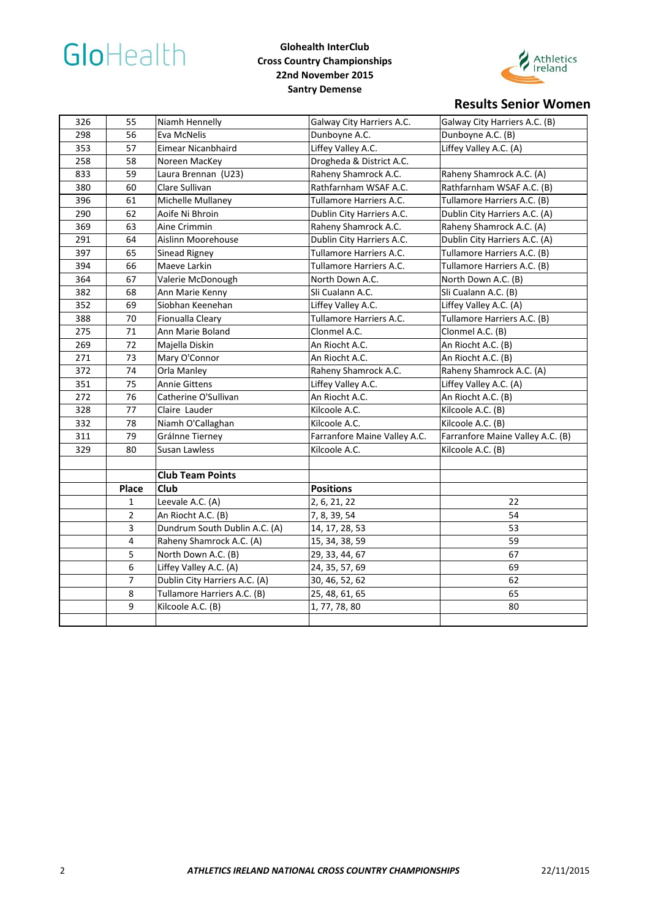GloHealth

**Glohealth InterClub Cross Country Championships**
**22nd November 2015**
**Santry Demense**

Athletics Ireland

## Results Senior Women

| | | | | |
|---|---|---|---|---|
| 326 | 55 | Niamh Hennelly | Galway City Harriers A.C. | Galway City Harriers A.C. (B) |
| 298 | 56 | Eva McNelis | Dunboyne A.C. | Dunboyne A.C. (B) |
| 353 | 57 | Eimear Nicanbhaird | Liffey Valley A.C. | Liffey Valley A.C. (A) |
| 258 | 58 | Noreen MacKey | Drogheda & District A.C. | |
| 833 | 59 | Laura Brennan (U23) | Raheny Shamrock A.C. | Raheny Shamrock A.C. (A) |
| 380 | 60 | Clare Sullivan | Rathfarnham WSAF A.C. | Rathfarnham WSAF A.C. (B) |
| 396 | 61 | Michelle Mullaney | Tullamore Harriers A.C. | Tullamore Harriers A.C. (B) |
| 290 | 62 | Aoife Ni Bhroin | Dublin City Harriers A.C. | Dublin City Harriers A.C. (A) |
| 369 | 63 | Aine Crimmin | Raheny Shamrock A.C. | Raheny Shamrock A.C. (A) |
| 291 | 64 | Aislinn Moorehouse | Dublin City Harriers A.C. | Dublin City Harriers A.C. (A) |
| 397 | 65 | Sinead Rigney | Tullamore Harriers A.C. | Tullamore Harriers A.C. (B) |
| 394 | 66 | Maeve Larkin | Tullamore Harriers A.C. | Tullamore Harriers A.C. (B) |
| 364 | 67 | Valerie McDonough | North Down A.C. | North Down A.C. (B) |
| 382 | 68 | Ann Marie Kenny | Sli Cualann A.C. | Sli Cualann A.C. (B) |
| 352 | 69 | Siobhan Keenehan | Liffey Valley A.C. | Liffey Valley A.C. (A) |
| 388 | 70 | Fionualla Cleary | Tullamore Harriers A.C. | Tullamore Harriers A.C. (B) |
| 275 | 71 | Ann Marie Boland | Clonmel A.C. | Clonmel A.C. (B) |
| 269 | 72 | Majella Diskin | An Riocht A.C. | An Riocht A.C. (B) |
| 271 | 73 | Mary O'Connor | An Riocht A.C. | An Riocht A.C. (B) |
| 372 | 74 | Orla Manley | Raheny Shamrock A.C. | Raheny Shamrock A.C. (A) |
| 351 | 75 | Annie Gittens | Liffey Valley A.C. | Liffey Valley A.C. (A) |
| 272 | 76 | Catherine O'Sullivan | An Riocht A.C. | An Riocht A.C. (B) |
| 328 | 77 | Claire Lauder | Kilcoole A.C. | Kilcoole A.C. (B) |
| 332 | 78 | Niamh O'Callaghan | Kilcoole A.C. | Kilcoole A.C. (B) |
| 311 | 79 | GráInne Tierney | Farranfore Maine Valley A.C. | Farranfore Maine Valley A.C. (B) |
| 329 | 80 | Susan Lawless | Kilcoole A.C. | Kilcoole A.C. (B) |

**Club Team Points**

| Place | Club | Positions | |
|---|---|---|---|
| 1 | Leevale A.C. (A) | 2, 6, 21, 22 | 22 |
| 2 | An Riocht A.C. (B) | 7, 8, 39, 54 | 54 |
| 3 | Dundrum South Dublin A.C. (A) | 14, 17, 28, 53 | 53 |
| 4 | Raheny Shamrock A.C. (A) | 15, 34, 38, 59 | 59 |
| 5 | North Down A.C. (B) | 29, 33, 44, 67 | 67 |
| 6 | Liffey Valley A.C. (A) | 24, 35, 57, 69 | 69 |
| 7 | Dublin City Harriers A.C. (A) | 30, 46, 52, 62 | 62 |
| 8 | Tullamore Harriers A.C. (B) | 25, 48, 61, 65 | 65 |
| 9 | Kilcoole A.C. (B) | 1, 77, 78, 80 | 80 |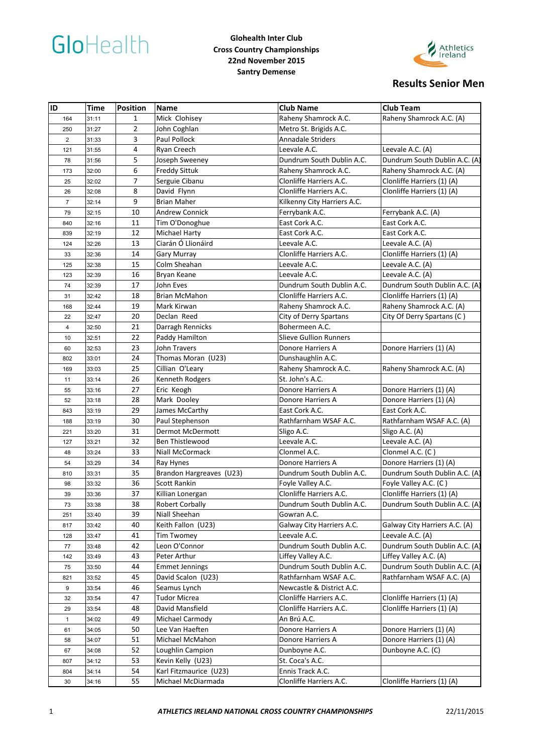GloHealth

**Glohealth Inter Club Cross Country Championships**
**22nd November 2015**
**Santry Demense**

Athletics Ireland

## Results Senior Men

| ID | Time | Position | Name | Club Name | Club Team |
|---|---|---|---|---|---|
| 164 | 31:11 | 1 | Mick Clohisey | Raheny Shamrock A.C. | Raheny Shamrock A.C. (A) |
| 250 | 31:27 | 2 | John Coghlan | Metro St. Brigids A.C. | |
| 2 | 31:33 | 3 | Paul Pollock | Annadale Striders | |
| 121 | 31:55 | 4 | Ryan Creech | Leevale A.C. | Leevale A.C. (A) |
| 78 | 31:56 | 5 | Joseph Sweeney | Dundrum South Dublin A.C. | Dundrum South Dublin A.C. (A) |
| 173 | 32:00 | 6 | Freddy Sittuk | Raheny Shamrock A.C. | Raheny Shamrock A.C. (A) |
| 25 | 32:02 | 7 | Serguie Cibanu | Clonliffe Harriers A.C. | Clonliffe Harriers (1) (A) |
| 26 | 32:08 | 8 | David Flynn | Clonliffe Harriers A.C. | Clonliffe Harriers (1) (A) |
| 7 | 32:14 | 9 | Brian Maher | Kilkenny City Harriers A.C. | |
| 79 | 32:15 | 10 | Andrew Connick | Ferrybank A.C. | Ferrybank A.C. (A) |
| 840 | 32:16 | 11 | Tim O'Donoghue | East Cork A.C. | East Cork A.C. |
| 839 | 32:19 | 12 | Michael Harty | East Cork A.C. | East Cork A.C. |
| 124 | 32:26 | 13 | Ciarán Ó Llionáird | Leevale A.C. | Leevale A.C. (A) |
| 33 | 32:36 | 14 | Gary Murray | Clonliffe Harriers A.C. | Clonliffe Harriers (1) (A) |
| 125 | 32:38 | 15 | Colm Sheahan | Leevale A.C. | Leevale A.C. (A) |
| 123 | 32:39 | 16 | Bryan Keane | Leevale A.C. | Leevale A.C. (A) |
| 74 | 32:39 | 17 | John Eves | Dundrum South Dublin A.C. | Dundrum South Dublin A.C. (A) |
| 31 | 32:42 | 18 | Brian McMahon | Clonliffe Harriers A.C. | Clonliffe Harriers (1) (A) |
| 168 | 32:44 | 19 | Mark Kirwan | Raheny Shamrock A.C. | Raheny Shamrock A.C. (A) |
| 22 | 32:47 | 20 | Declan Reed | City of Derry Spartans | City Of Derry Spartans (C ) |
| 4 | 32:50 | 21 | Darragh Rennicks | Bohermeen A.C. | |
| 10 | 32:51 | 22 | Paddy Hamilton | Slieve Gullion Runners | |
| 60 | 32:53 | 23 | John Travers | Donore Harriers A | Donore Harriers (1) (A) |
| 802 | 33:01 | 24 | Thomas Moran (U23) | Dunshaughlin A.C. | |
| 169 | 33:03 | 25 | Cillian O'Leary | Raheny Shamrock A.C. | Raheny Shamrock A.C. (A) |
| 11 | 33:14 | 26 | Kenneth Rodgers | St. John's A.C. | |
| 55 | 33:16 | 27 | Eric Keogh | Donore Harriers A | Donore Harriers (1) (A) |
| 52 | 33:18 | 28 | Mark Dooley | Donore Harriers A | Donore Harriers (1) (A) |
| 843 | 33:19 | 29 | James McCarthy | East Cork A.C. | East Cork A.C. |
| 188 | 33:19 | 30 | Paul Stephenson | Rathfarnham WSAF A.C. | Rathfarnham WSAF A.C. (A) |
| 221 | 33:20 | 31 | Dermot McDermott | Sligo A.C. | Sligo A.C. (A) |
| 127 | 33:21 | 32 | Ben Thistlewood | Leevale A.C. | Leevale A.C. (A) |
| 48 | 33:24 | 33 | Niall McCormack | Clonmel A.C. | Clonmel A.C. (C ) |
| 54 | 33:29 | 34 | Ray Hynes | Donore Harriers A | Donore Harriers (1) (A) |
| 810 | 33:31 | 35 | Brandon Hargreaves (U23) | Dundrum South Dublin A.C. | Dundrum South Dublin A.C. (A) |
| 98 | 33:32 | 36 | Scott Rankin | Foyle Valley A.C. | Foyle Valley A.C. (C ) |
| 39 | 33:36 | 37 | Killian Lonergan | Clonliffe Harriers A.C. | Clonliffe Harriers (1) (A) |
| 73 | 33:38 | 38 | Robert Corbally | Dundrum South Dublin A.C. | Dundrum South Dublin A.C. (A) |
| 251 | 33:40 | 39 | Niall Sheehan | Gowran A.C. | |
| 817 | 33:42 | 40 | Keith Fallon (U23) | Galway City Harriers A.C. | Galway City Harriers A.C. (A) |
| 128 | 33:47 | 41 | Tim Twomey | Leevale A.C. | Leevale A.C. (A) |
| 77 | 33:48 | 42 | Leon O'Connor | Dundrum South Dublin A.C. | Dundrum South Dublin A.C. (A) |
| 142 | 33:49 | 43 | Peter Arthur | Liffey Valley A.C. | Liffey Valley A.C. (A) |
| 75 | 33:50 | 44 | Emmet Jennings | Dundrum South Dublin A.C. | Dundrum South Dublin A.C. (A) |
| 821 | 33:52 | 45 | David Scalon (U23) | Rathfarnham WSAF A.C. | Rathfarnham WSAF A.C. (A) |
| 9 | 33:54 | 46 | Seamus Lynch | Newcastle & District A.C. | |
| 32 | 33:54 | 47 | Tudor Micrea | Clonliffe Harriers A.C. | Clonliffe Harriers (1) (A) |
| 29 | 33:54 | 48 | David Mansfield | Clonliffe Harriers A.C. | Clonliffe Harriers (1) (A) |
| 1 | 34:02 | 49 | Michael Carmody | An Brú A.C. | |
| 61 | 34:05 | 50 | Lee Van Haeften | Donore Harriers A | Donore Harriers (1) (A) |
| 58 | 34:07 | 51 | Michael McMahon | Donore Harriers A | Donore Harriers (1) (A) |
| 67 | 34:08 | 52 | Loughlin Campion | Dunboyne A.C. | Dunboyne A.C. (C) |
| 807 | 34:12 | 53 | Kevin Kelly (U23) | St. Coca's A.C. | |
| 804 | 34:14 | 54 | Karl Fitzmaurice (U23) | Ennis Track A.C. | |
| 30 | 34:16 | 55 | Michael McDiarmada | Clonliffe Harriers A.C. | Clonliffe Harriers (1) (A) |

*ATHLETICS IRELAND NATIONAL CROSS COUNTRY CHAMPIONSHIPS*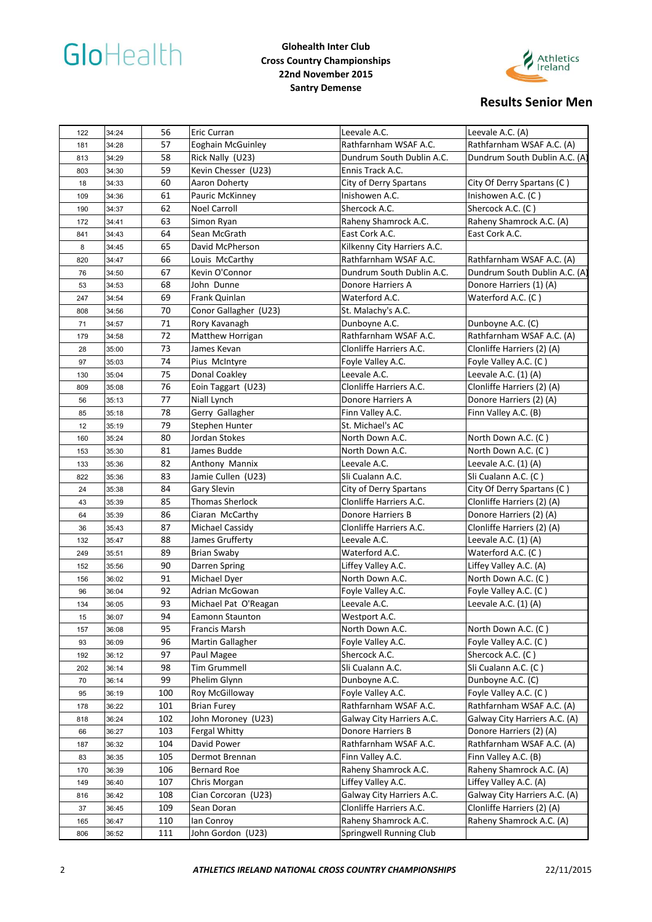# Glohealth Inter Club Cross Country Championships
## 22nd November 2015
## Santry Demense

## Results Senior Men

| | | | | | |
|---|---|---|---|---|---|
| 122 | 34:24 | 56 | Eric Curran | Leevale A.C. | Leevale A.C. (A) |
| 181 | 34:28 | 57 | Eoghain McGuinley | Rathfarnham WSAF A.C. | Rathfarnham WSAF A.C. (A) |
| 813 | 34:29 | 58 | Rick Nally (U23) | Dundrum South Dublin A.C. | Dundrum South Dublin A.C. (A) |
| 803 | 34:30 | 59 | Kevin Chesser (U23) | Ennis Track A.C. | |
| 18 | 34:33 | 60 | Aaron Doherty | City of Derry Spartans | City Of Derry Spartans (C ) |
| 109 | 34:36 | 61 | Pauric McKinney | Inishowen A.C. | Inishowen A.C. (C ) |
| 190 | 34:37 | 62 | Noel Carroll | Shercock A.C. | Shercock A.C. (C ) |
| 172 | 34:41 | 63 | Simon Ryan | Raheny Shamrock A.C. | Raheny Shamrock A.C. (A) |
| 841 | 34:43 | 64 | Sean McGrath | East Cork A.C. | East Cork A.C. |
| 8 | 34:45 | 65 | David McPherson | Kilkenny City Harriers A.C. | |
| 820 | 34:47 | 66 | Louis McCarthy | Rathfarnham WSAF A.C. | Rathfarnham WSAF A.C. (A) |
| 76 | 34:50 | 67 | Kevin O'Connor | Dundrum South Dublin A.C. | Dundrum South Dublin A.C. (A) |
| 53 | 34:53 | 68 | John Dunne | Donore Harriers A | Donore Harriers (1) (A) |
| 247 | 34:54 | 69 | Frank Quinlan | Waterford A.C. | Waterford A.C. (C ) |
| 808 | 34:56 | 70 | Conor Gallagher (U23) | St. Malachy's A.C. | |
| 71 | 34:57 | 71 | Rory Kavanagh | Dunboyne A.C. | Dunboyne A.C. (C) |
| 179 | 34:58 | 72 | Matthew Horrigan | Rathfarnham WSAF A.C. | Rathfarnham WSAF A.C. (A) |
| 28 | 35:00 | 73 | James Kevan | Clonliffe Harriers A.C. | Clonliffe Harriers (2) (A) |
| 97 | 35:03 | 74 | Pius McIntyre | Foyle Valley A.C. | Foyle Valley A.C. (C ) |
| 130 | 35:04 | 75 | Donal Coakley | Leevale A.C. | Leevale A.C. (1) (A) |
| 809 | 35:08 | 76 | Eoin Taggart (U23) | Clonliffe Harriers A.C. | Clonliffe Harriers (2) (A) |
| 56 | 35:13 | 77 | Niall Lynch | Donore Harriers A | Donore Harriers (2) (A) |
| 85 | 35:18 | 78 | Gerry Gallagher | Finn Valley A.C. | Finn Valley A.C. (B) |
| 12 | 35:19 | 79 | Stephen Hunter | St. Michael's AC | |
| 160 | 35:24 | 80 | Jordan Stokes | North Down A.C. | North Down A.C. (C ) |
| 153 | 35:30 | 81 | James Budde | North Down A.C. | North Down A.C. (C ) |
| 133 | 35:36 | 82 | Anthony Mannix | Leevale A.C. | Leevale A.C. (1) (A) |
| 822 | 35:36 | 83 | Jamie Cullen (U23) | Sli Cualann A.C. | Sli Cualann A.C. (C ) |
| 24 | 35:38 | 84 | Gary Slevin | City of Derry Spartans | City Of Derry Spartans (C ) |
| 43 | 35:39 | 85 | Thomas Sherlock | Clonliffe Harriers A.C. | Clonliffe Harriers (2) (A) |
| 64 | 35:39 | 86 | Ciaran McCarthy | Donore Harriers B | Donore Harriers (2) (A) |
| 36 | 35:43 | 87 | Michael Cassidy | Clonliffe Harriers A.C. | Clonliffe Harriers (2) (A) |
| 132 | 35:47 | 88 | James Grufferty | Leevale A.C. | Leevale A.C. (1) (A) |
| 249 | 35:51 | 89 | Brian Swaby | Waterford A.C. | Waterford A.C. (C ) |
| 152 | 35:56 | 90 | Darren Spring | Liffey Valley A.C. | Liffey Valley A.C. (A) |
| 156 | 36:02 | 91 | Michael Dyer | North Down A.C. | North Down A.C. (C ) |
| 96 | 36:04 | 92 | Adrian McGowan | Foyle Valley A.C. | Foyle Valley A.C. (C ) |
| 134 | 36:05 | 93 | Michael Pat O'Reagan | Leevale A.C. | Leevale A.C. (1) (A) |
| 15 | 36:07 | 94 | Eamonn Staunton | Westport A.C. | |
| 157 | 36:08 | 95 | Francis Marsh | North Down A.C. | North Down A.C. (C ) |
| 93 | 36:09 | 96 | Martin Gallagher | Foyle Valley A.C. | Foyle Valley A.C. (C ) |
| 192 | 36:12 | 97 | Paul Magee | Shercock A.C. | Shercock A.C. (C ) |
| 202 | 36:14 | 98 | Tim Grummell | Sli Cualann A.C. | Sli Cualann A.C. (C ) |
| 70 | 36:14 | 99 | Phelim Glynn | Dunboyne A.C. | Dunboyne A.C. (C) |
| 95 | 36:19 | 100 | Roy McGilloway | Foyle Valley A.C. | Foyle Valley A.C. (C ) |
| 178 | 36:22 | 101 | Brian Furey | Rathfarnham WSAF A.C. | Rathfarnham WSAF A.C. (A) |
| 818 | 36:24 | 102 | John Moroney (U23) | Galway City Harriers A.C. | Galway City Harriers A.C. (A) |
| 66 | 36:27 | 103 | Fergal Whitty | Donore Harriers B | Donore Harriers (2) (A) |
| 187 | 36:32 | 104 | David Power | Rathfarnham WSAF A.C. | Rathfarnham WSAF A.C. (A) |
| 83 | 36:35 | 105 | Dermot Brennan | Finn Valley A.C. | Finn Valley A.C. (B) |
| 170 | 36:39 | 106 | Bernard Roe | Raheny Shamrock A.C. | Raheny Shamrock A.C. (A) |
| 149 | 36:40 | 107 | Chris Morgan | Liffey Valley A.C. | Liffey Valley A.C. (A) |
| 816 | 36:42 | 108 | Cian Corcoran (U23) | Galway City Harriers A.C. | Galway City Harriers A.C. (A) |
| 37 | 36:45 | 109 | Sean Doran | Clonliffe Harriers A.C. | Clonliffe Harriers (2) (A) |
| 165 | 36:47 | 110 | Ian Conroy | Raheny Shamrock A.C. | Raheny Shamrock A.C. (A) |
| 806 | 36:52 | 111 | John Gordon (U23) | Springwell Running Club | |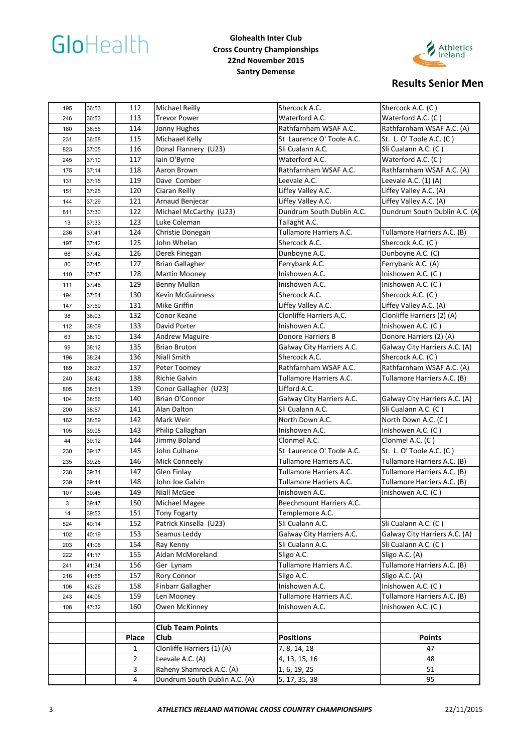# Glohealth Inter Club Cross Country Championships

**22nd November 2015**

**Santry Demense**

## Results Senior Men

| | | | | | |
|---|---|---|---|---|---|
| 195 | 36:53 | 112 | Michael Reilly | Shercock A.C. | Shercock A.C. (C ) |
| 246 | 36:53 | 113 | Trevor Power | Waterford A.C. | Waterford A.C. (C ) |
| 180 | 36:56 | 114 | Jonny Hughes | Rathfarnham WSAF A.C. | Rathfarnham WSAF A.C. (A) |
| 231 | 36:58 | 115 | Michaeel Kelly | St Laurence O' Toole A.C. | St. L. O' Toole A.C. (C ) |
| 823 | 37:05 | 116 | Donal Flannery (U23) | Sli Cualann A.C. | Sli Cualann A.C. (C ) |
| 245 | 37:10 | 117 | Iain O'Byrne | Waterford A.C. | Waterford A.C. (C ) |
| 175 | 37:14 | 118 | Aaron Brown | Rathfarnham WSAF A.C. | Rathfarnham WSAF A.C. (A) |
| 131 | 37:15 | 119 | Dave Comber | Leevale A.C. | Leevale A.C. (1) (A) |
| 151 | 37:25 | 120 | Ciaran Reilly | Liffey Valley A.C. | Liffey Valley A.C. (A) |
| 144 | 37:29 | 121 | Arnaud Benjecar | Liffey Valley A.C. | Liffey Valley A.C. (A) |
| 811 | 37:30 | 122 | Michael McCarthy (U23) | Dundrum South Dublin A.C. | Dundrum South Dublin A.C. (A) |
| 13 | 37:33 | 123 | Luke Coleman | Tallaght A.C. | |
| 236 | 37:41 | 124 | Christie Donegan | Tullamore Harriers A.C. | Tullamore Harriers A.C. (B) |
| 197 | 37:42 | 125 | John Whelan | Shercock A.C. | Shercock A.C. (C ) |
| 68 | 37:42 | 126 | Derek Finegan | Dunboyne A.C. | Dunboyne A.C. (C) |
| 80 | 37:45 | 127 | Brian Gallagher | Ferrybank A.C. | Ferrybank A.C. (A) |
| 110 | 37:47 | 128 | Martin Mooney | Inishowen A.C. | Inishowen A.C. (C ) |
| 111 | 37:48 | 129 | Benny Mullan | Inishowen A.C. | Inishowen A.C. (C ) |
| 194 | 37:54 | 130 | Kevin McGuinness | Shercock A.C. | Shercock A.C. (C ) |
| 147 | 37:59 | 131 | Mike Griffin | Liffey Valley A.C. | Liffey Valley A.C. (A) |
| 38 | 38:03 | 132 | Conor Keane | Clonliffe Harriers A.C. | Clonliffe Harriers (2) (A) |
| 112 | 38:09 | 133 | David Porter | Inishowen A.C. | Inishowen A.C. (C ) |
| 63 | 38:10 | 134 | Andrew Maguire | Donore Harriers B | Donore Harriers (2) (A) |
| 99 | 38:12 | 135 | Brian Bruton | Galway City Harriers A.C. | Galway City Harriers A.C. (A) |
| 196 | 38:24 | 136 | Niall Smith | Shercock A.C. | Shercock A.C. (C ) |
| 189 | 38:27 | 137 | Peter Toomey | Rathfarnham WSAF A.C. | Rathfarnham WSAF A.C. (A) |
| 240 | 38:42 | 138 | Richie Galvin | Tullamore Harriers A.C. | Tullamore Harriers A.C. (B) |
| 805 | 38:51 | 139 | Conor Gallagher (U23) | Lifford A.C. | |
| 104 | 38:56 | 140 | Brian O'Connor | Galway City Harriers A.C. | Galway City Harriers A.C. (A) |
| 200 | 38:57 | 141 | Alan Dalton | Sli Cualann A.C. | Sli Cualann A.C. (C ) |
| 162 | 38:59 | 142 | Mark Weir | North Down A.C. | North Down A.C. (C ) |
| 105 | 39:05 | 143 | Philip Callaghan | Inishowen A.C. | Inishowen A.C. (C ) |
| 44 | 39:12 | 144 | Jimmy Boland | Clonmel A.C. | Clonmel A.C. (C ) |
| 230 | 39:17 | 145 | John Culhane | St Laurence O' Toole A.C. | St. L. O' Toole A.C. (C ) |
| 235 | 39:26 | 146 | Mick Conneely | Tullamore Harriers A.C. | Tullamore Harriers A.C. (B) |
| 238 | 39:31 | 147 | Glen Finlay | Tullamore Harriers A.C. | Tullamore Harriers A.C. (B) |
| 239 | 39:44 | 148 | John Joe Galvin | Tullamore Harriers A.C. | Tullamore Harriers A.C. (B) |
| 107 | 39:45 | 149 | Niall McGee | Inishowen A.C. | Inishowen A.C. (C ) |
| 3 | 39:47 | 150 | Michael Magee | Beechmount Harriers A.C. | |
| 14 | 39:53 | 151 | Tony Fogarty | Templemore A.C. | |
| 824 | 40:14 | 152 | Patrick Kinsella (U23) | Sli Cualann A.C. | Sli Cualann A.C. (C ) |
| 102 | 40:19 | 153 | Seamus Leddy | Galway City Harriers A.C. | Galway City Harriers A.C. (A) |
| 203 | 41:06 | 154 | Ray Kenny | Sli Cualann A.C. | Sli Cualann A.C. (C ) |
| 222 | 41:17 | 155 | Aidan McMoreland | Sligo A.C. | Sligo A.C. (A) |
| 241 | 41:34 | 156 | Ger Lynam | Tullamore Harriers A.C. | Tullamore Harriers A.C. (B) |
| 216 | 41:55 | 157 | Rory Connor | Sligo A.C. | Sligo A.C. (A) |
| 106 | 43:26 | 158 | Finbarr Gallagher | Inishowen A.C. | Inishowen A.C. (C ) |
| 243 | 44:05 | 159 | Len Mooney | Tullamore Harriers A.C. | Tullamore Harriers A.C. (B) |
| 108 | 47:32 | 160 | Owen McKinney | Inishowen A.C. | Inishowen A.C. (C ) |

**Club Team Points**

| Place | Club | Positions | Points |
|---|---|---|---|
| 1 | Clonliffe Harriers (1) (A) | 7, 8, 14, 18 | 47 |
| 2 | Leevale A.C. (A) | 4, 13, 15, 16 | 48 |
| 3 | Raheny Shamrock A.C. (A) | 1, 6, 19, 25 | 51 |
| 4 | Dundrum South Dublin A.C. (A) | 5, 17, 35, 38 | 95 |

*ATHLETICS IRELAND NATIONAL CROSS COUNTRY CHAMPIONSHIPS*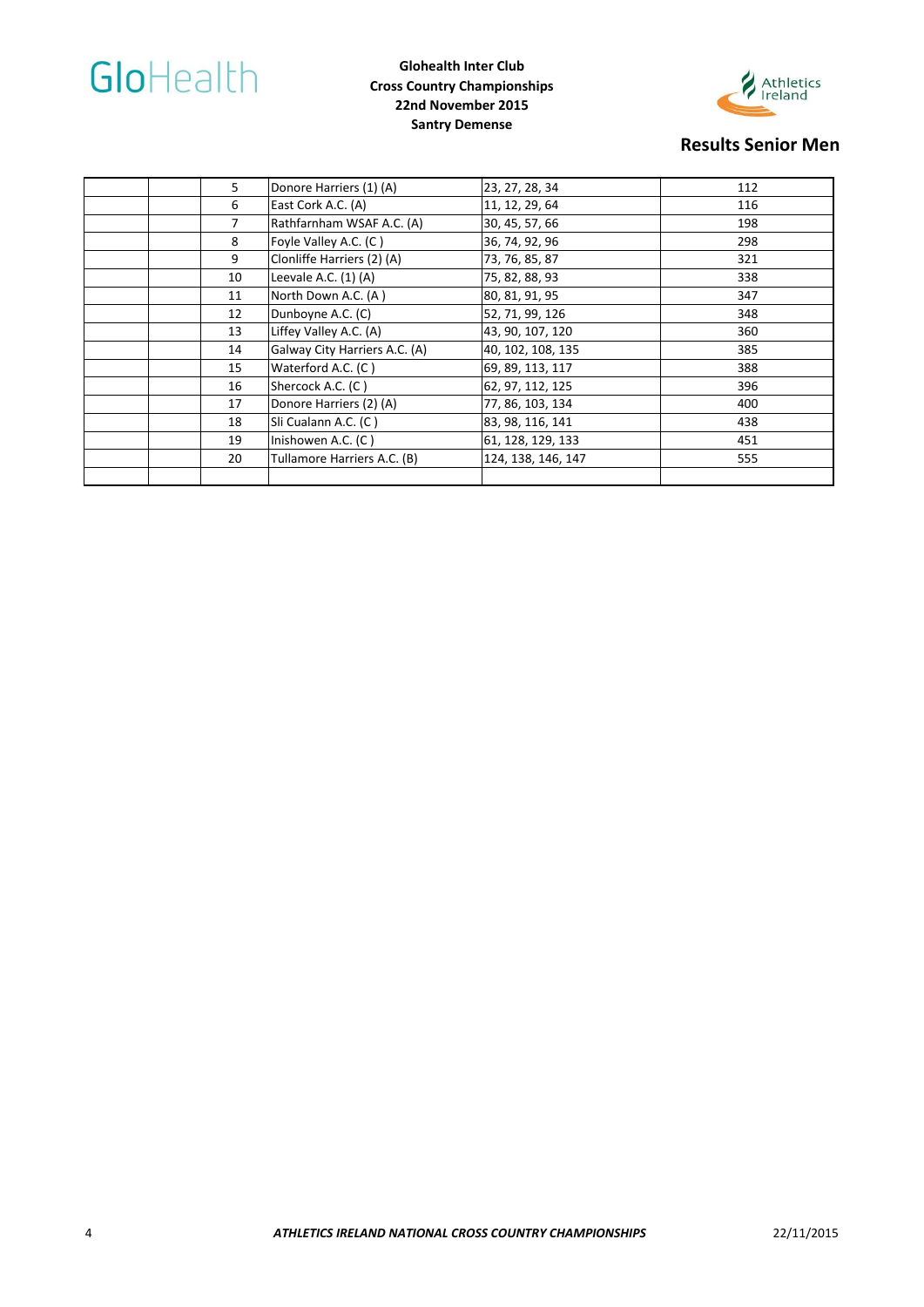**Glohealth Inter Club Cross Country Championships**
**22nd November 2015**
**Santry Demense**

## Results Senior Men

| | | | | | |
|---|---|---|---|---|---|
| | | 5 | Donore Harriers (1) (A) | 23, 27, 28, 34 | 112 |
| | | 6 | East Cork A.C. (A) | 11, 12, 29, 64 | 116 |
| | | 7 | Rathfarnham WSAF A.C. (A) | 30, 45, 57, 66 | 198 |
| | | 8 | Foyle Valley A.C. (C ) | 36, 74, 92, 96 | 298 |
| | | 9 | Clonliffe Harriers (2) (A) | 73, 76, 85, 87 | 321 |
| | | 10 | Leevale A.C. (1) (A) | 75, 82, 88, 93 | 338 |
| | | 11 | North Down A.C. (A ) | 80, 81, 91, 95 | 347 |
| | | 12 | Dunboyne A.C. (C) | 52, 71, 99, 126 | 348 |
| | | 13 | Liffey Valley A.C. (A) | 43, 90, 107, 120 | 360 |
| | | 14 | Galway City Harriers A.C. (A) | 40, 102, 108, 135 | 385 |
| | | 15 | Waterford A.C. (C ) | 69, 89, 113, 117 | 388 |
| | | 16 | Shercock A.C. (C ) | 62, 97, 112, 125 | 396 |
| | | 17 | Donore Harriers (2) (A) | 77, 86, 103, 134 | 400 |
| | | 18 | Sli Cualann A.C. (C ) | 83, 98, 116, 141 | 438 |
| | | 19 | Inishowen A.C. (C ) | 61, 128, 129, 133 | 451 |
| | | 20 | Tullamore Harriers A.C. (B) | 124, 138, 146, 147 | 555 |
| | | | | | |